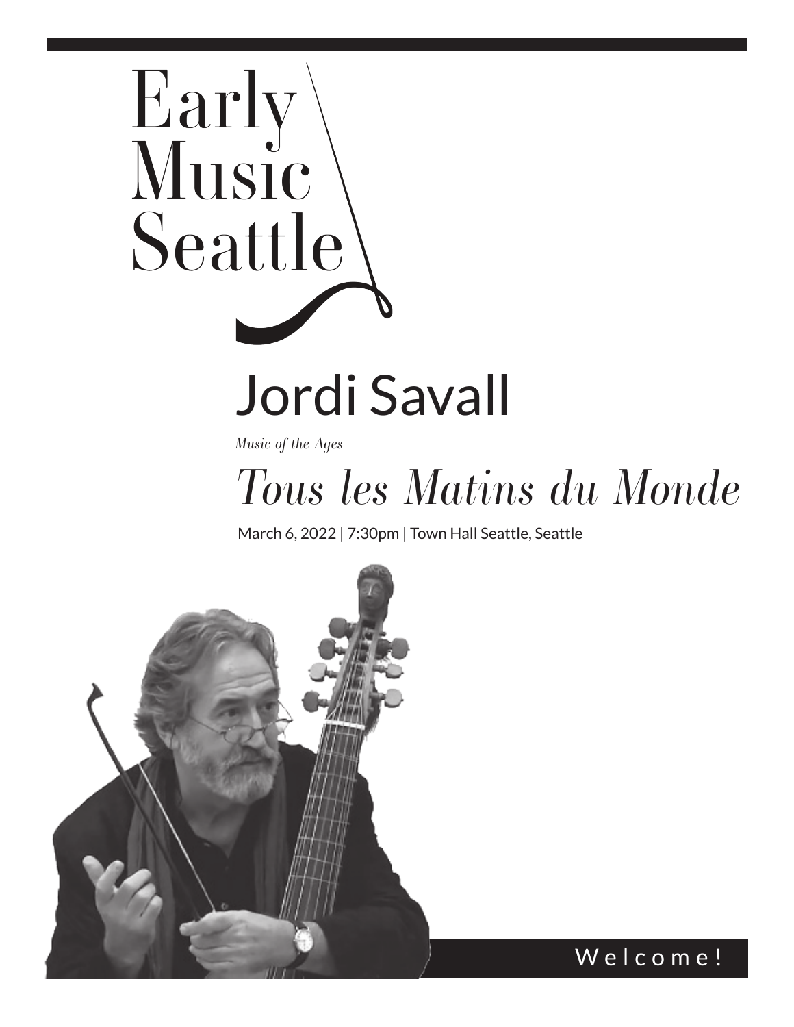Early Music Seattle

# Jordi Savall

*Music of the Ages*

# *Tous les Matins du Monde*

March 6, 2022 | 7:30pm | Town Hall Seattle, Seattle

Welcome!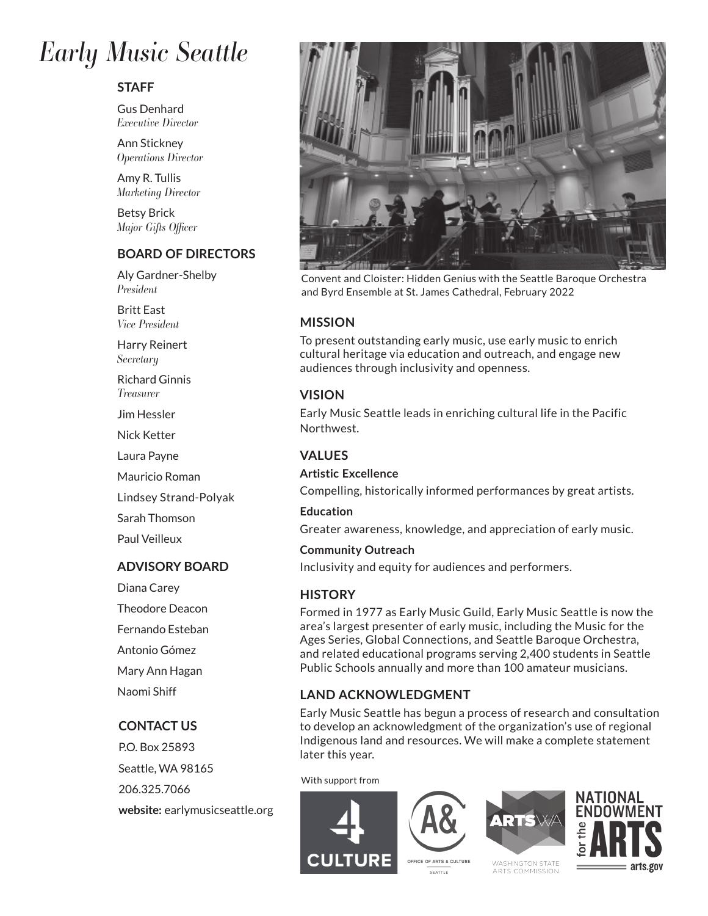# Early Music Seattle

## STAFF

Gus Denhard
*Executive Director*

Ann Stickney
*Operations Director*

Amy R. Tullis
*Marketing Director*

Betsy Brick
*Major Gifts Officer*

## BOARD OF DIRECTORS

Aly Gardner-Shelby
*President*

Britt East
*Vice President*

Harry Reinert
*Secretary*

Richard Ginnis
*Treasurer*

Jim Hessler

Nick Ketter

Laura Payne

Mauricio Roman

Lindsey Strand-Polyak

Sarah Thomson

Paul Veilleux

## ADVISORY BOARD

Diana Carey

Theodore Deacon

Fernando Esteban

Antonio Gómez

Mary Ann Hagan

Naomi Shiff

## CONTACT US

P.O. Box 25893

Seattle, WA 98165

206.325.7066

**website:** earlymusicseattle.org

Convent and Cloister: Hidden Genius with the Seattle Baroque Orchestra and Byrd Ensemble at St. James Cathedral, February 2022

## MISSION

To present outstanding early music, use early music to enrich cultural heritage via education and outreach, and engage new audiences through inclusivity and openness.

## VISION

Early Music Seattle leads in enriching cultural life in the Pacific Northwest.

## VALUES

**Artistic Excellence**

Compelling, historically informed performances by great artists.

**Education**

Greater awareness, knowledge, and appreciation of early music.

**Community Outreach**

Inclusivity and equity for audiences and performers.

## HISTORY

Formed in 1977 as Early Music Guild, Early Music Seattle is now the area's largest presenter of early music, including the Music for the Ages Series, Global Connections, and Seattle Baroque Orchestra, and related educational programs serving 2,400 students in Seattle Public Schools annually and more than 100 amateur musicians.

## LAND ACKNOWLEDGMENT

Early Music Seattle has begun a process of research and consultation to develop an acknowledgment of the organization's use of regional Indigenous land and resources. We will make a complete statement later this year.

With support from

4 CULTURE

A& Office of Arts & Culture Seattle

ArtsWA Washington State Arts Commission

National Endowment for the Arts arts.gov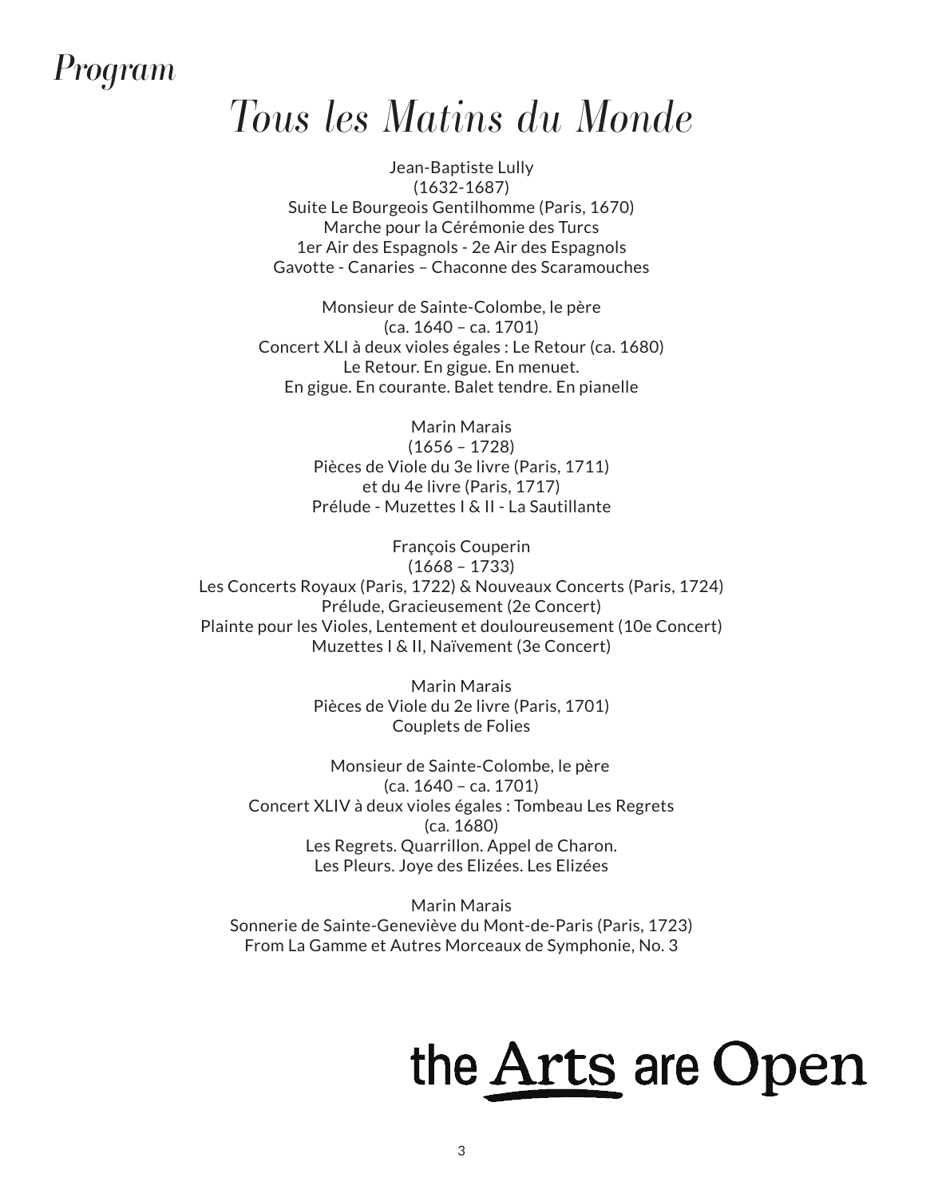# *Program*

## *Tous les Matins du Monde*

Jean-Baptiste Lully
(1632-1687)
Suite Le Bourgeois Gentilhomme (Paris, 1670)
Marche pour la Cérémonie des Turcs
1er Air des Espagnols - 2e Air des Espagnols
Gavotte - Canaries – Chaconne des Scaramouches

Monsieur de Sainte-Colombe, le père
(ca. 1640 – ca. 1701)
Concert XLI à deux violes égales : Le Retour (ca. 1680)
Le Retour. En gigue. En menuet.
En gigue. En courante. Balet tendre. En pianelle

Marin Marais
(1656 – 1728)
Pièces de Viole du 3e livre (Paris, 1711)
et du 4e livre (Paris, 1717)
Prélude - Muzettes I & II - La Sautillante

François Couperin
(1668 – 1733)
Les Concerts Royaux (Paris, 1722) & Nouveaux Concerts (Paris, 1724)
Prélude, Gracieusement (2e Concert)
Plainte pour les Violes, Lentement et douloureusement (10e Concert)
Muzettes I & II, Naïvement (3e Concert)

Marin Marais
Pièces de Viole du 2e livre (Paris, 1701)
Couplets de Folies

Monsieur de Sainte-Colombe, le père
(ca. 1640 – ca. 1701)
Concert XLIV à deux violes égales : Tombeau Les Regrets
(ca. 1680)
Les Regrets. Quarrillon. Appel de Charon.
Les Pleurs. Joye des Elizées. Les Elizées

Marin Marais
Sonnerie de Sainte-Geneviève du Mont-de-Paris (Paris, 1723)
From La Gamme et Autres Morceaux de Symphonie, No. 3

the Arts are Open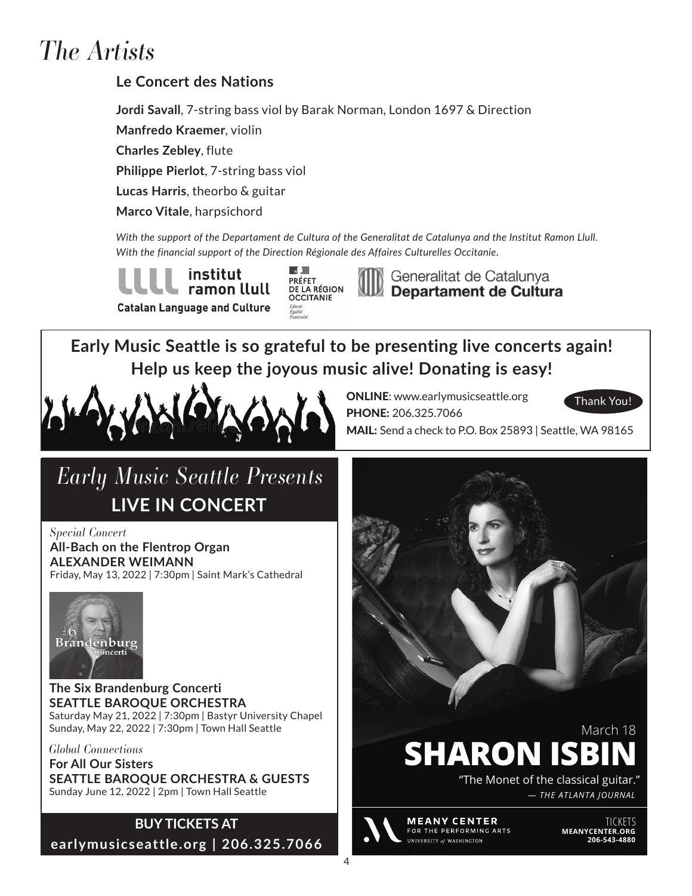# The Artists

## Le Concert des Nations

**Jordi Savall**, 7-string bass viol by Barak Norman, London 1697 & Direction

**Manfredo Kraemer**, violin

**Charles Zebley**, flute

**Philippe Pierlot**, 7-string bass viol

**Lucas Harris**, theorbo & guitar

**Marco Vitale**, harpsichord

*With the support of the Departament de Cultura of the Generalitat de Catalunya and the Institut Ramon Llull.*
*With the financial support of the Direction Régionale des Affaires Culturelles Occitanie.*

institut ramon llull
Catalan Language and Culture

PRÉFET DE LA RÉGION OCCITANIE
Liberté Égalité Fraternité

Generalitat de Catalunya
**Departament de Cultura**

---

**Early Music Seattle is so grateful to be presenting live concerts again!**
**Help us keep the joyous music alive! Donating is easy!**

**ONLINE**: www.earlymusicseattle.org

**PHONE:** 206.325.7066

**MAIL:** Send a check to P.O. Box 25893 | Seattle, WA 98165

Thank You!

---

## *Early Music Seattle Presents*
## LIVE IN CONCERT

*Special Concert*
**All-Bach on the Flentrop Organ**
**ALEXANDER WEIMANN**
Friday, May 13, 2022 | 7:30pm | Saint Mark's Cathedral

The 6 Brandenburg Concerti

**The Six Brandenburg Concerti**
**SEATTLE BAROQUE ORCHESTRA**
Saturday May 21, 2022 | 7:30pm | Bastyr University Chapel
Sunday, May 22, 2022 | 7:30pm | Town Hall Seattle

*Global Connections*
**For All Our Sisters**
**SEATTLE BAROQUE ORCHESTRA & GUESTS**
Sunday June 12, 2022 | 2pm | Town Hall Seattle

**BUY TICKETS AT**
**earlymusicseattle.org | 206.325.7066**

---

March 18
**SHARON ISBIN**

"The Monet of the classical guitar."
*— THE ATLANTA JOURNAL*

MEANY CENTER FOR THE PERFORMING ARTS
UNIVERSITY of WASHINGTON

TICKETS
MEANYCENTER.ORG
206-543-4880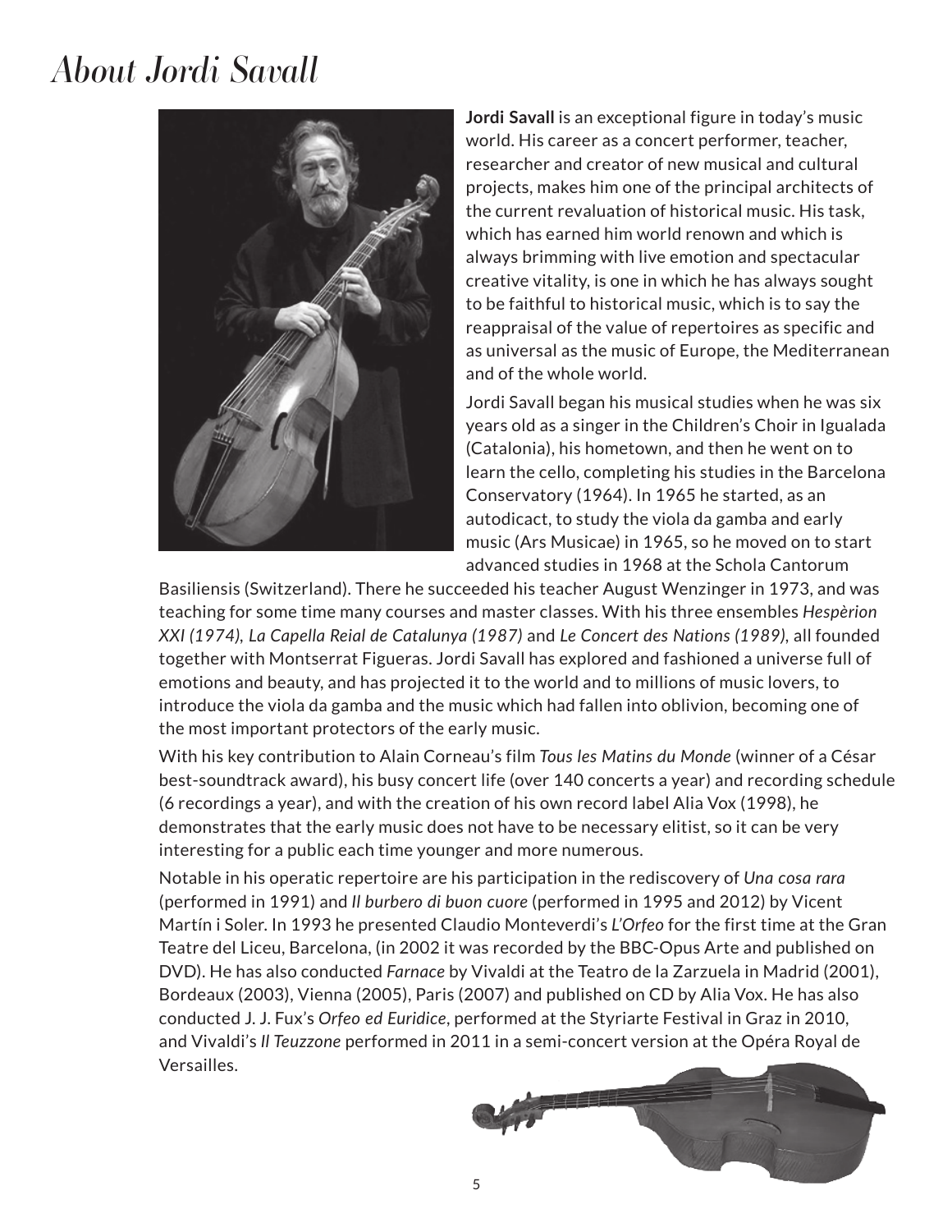# About Jordi Savall

**Jordi Savall** is an exceptional figure in today's music world. His career as a concert performer, teacher, researcher and creator of new musical and cultural projects, makes him one of the principal architects of the current revaluation of historical music. His task, which has earned him world renown and which is always brimming with live emotion and spectacular creative vitality, is one in which he has always sought to be faithful to historical music, which is to say the reappraisal of the value of repertoires as specific and as universal as the music of Europe, the Mediterranean and of the whole world.

Jordi Savall began his musical studies when he was six years old as a singer in the Children's Choir in Igualada (Catalonia), his hometown, and then he went on to learn the cello, completing his studies in the Barcelona Conservatory (1964). In 1965 he started, as an autodicact, to study the viola da gamba and early music (Ars Musicae) in 1965, so he moved on to start advanced studies in 1968 at the Schola Cantorum Basiliensis (Switzerland). There he succeeded his teacher August Wenzinger in 1973, and was teaching for some time many courses and master classes. With his three ensembles *Hespèrion XXI (1974), La Capella Reial de Catalunya (1987)* and *Le Concert des Nations (1989)*, all founded together with Montserrat Figueras. Jordi Savall has explored and fashioned a universe full of emotions and beauty, and has projected it to the world and to millions of music lovers, to introduce the viola da gamba and the music which had fallen into oblivion, becoming one of the most important protectors of the early music.

With his key contribution to Alain Corneau's film *Tous les Matins du Monde* (winner of a César best-soundtrack award), his busy concert life (over 140 concerts a year) and recording schedule (6 recordings a year), and with the creation of his own record label Alia Vox (1998), he demonstrates that the early music does not have to be necessary elitist, so it can be very interesting for a public each time younger and more numerous.

Notable in his operatic repertoire are his participation in the rediscovery of *Una cosa rara* (performed in 1991) and *Il burbero di buon cuore* (performed in 1995 and 2012) by Vicent Martín i Soler. In 1993 he presented Claudio Monteverdi's *L'Orfeo* for the first time at the Gran Teatre del Liceu, Barcelona, (in 2002 it was recorded by the BBC-Opus Arte and published on DVD). He has also conducted *Farnace* by Vivaldi at the Teatro de la Zarzuela in Madrid (2001), Bordeaux (2003), Vienna (2005), Paris (2007) and published on CD by Alia Vox. He has also conducted J. J. Fux's *Orfeo ed Euridice*, performed at the Styriarte Festival in Graz in 2010, and Vivaldi's *Il Teuzzone* performed in 2011 in a semi-concert version at the Opéra Royal de Versailles.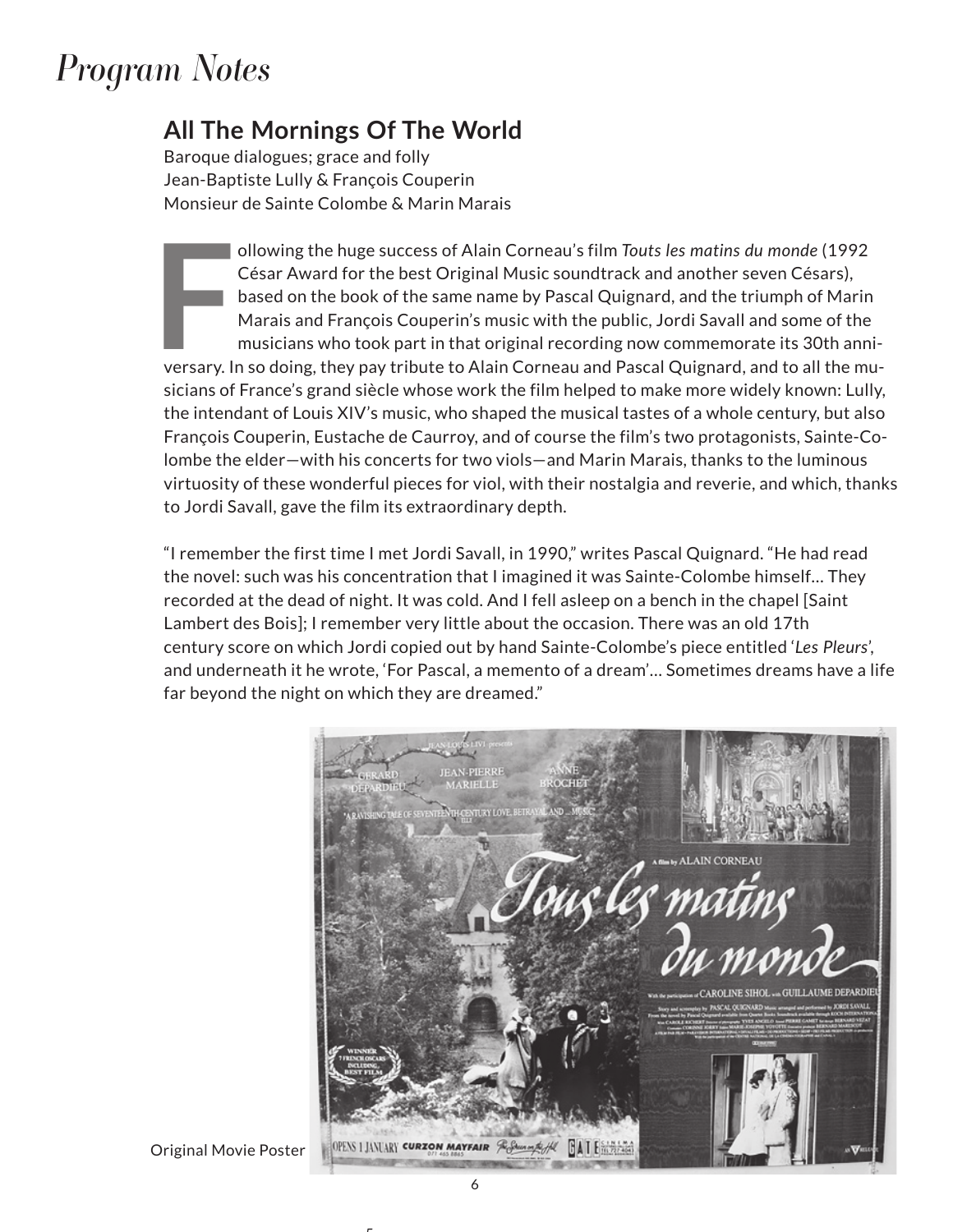# Program Notes

## All The Mornings Of The World

Baroque dialogues; grace and folly
Jean-Baptiste Lully & François Couperin
Monsieur de Sainte Colombe & Marin Marais

Following the huge success of Alain Corneau's film *Touts les matins du monde* (1992 César Award for the best Original Music soundtrack and another seven Césars), based on the book of the same name by Pascal Quignard, and the triumph of Marin Marais and François Couperin's music with the public, Jordi Savall and some of the musicians who took part in that original recording now commemorate its 30th anniversary. In so doing, they pay tribute to Alain Corneau and Pascal Quignard, and to all the musicians of France's grand siècle whose work the film helped to make more widely known: Lully, the intendant of Louis XIV's music, who shaped the musical tastes of a whole century, but also François Couperin, Eustache de Caurroy, and of course the film's two protagonists, Sainte-Colombe the elder—with his concerts for two viols—and Marin Marais, thanks to the luminous virtuosity of these wonderful pieces for viol, with their nostalgia and reverie, and which, thanks to Jordi Savall, gave the film its extraordinary depth.

"I remember the first time I met Jordi Savall, in 1990," writes Pascal Quignard. "He had read the novel: such was his concentration that I imagined it was Sainte-Colombe himself… They recorded at the dead of night. It was cold. And I fell asleep on a bench in the chapel [Saint Lambert des Bois]; I remember very little about the occasion. There was an old 17th century score on which Jordi copied out by hand Sainte-Colombe's piece entitled '*Les Pleurs*', and underneath it he wrote, 'For Pascal, a memento of a dream'… Sometimes dreams have a life far beyond the night on which they are dreamed."

Original Movie Poster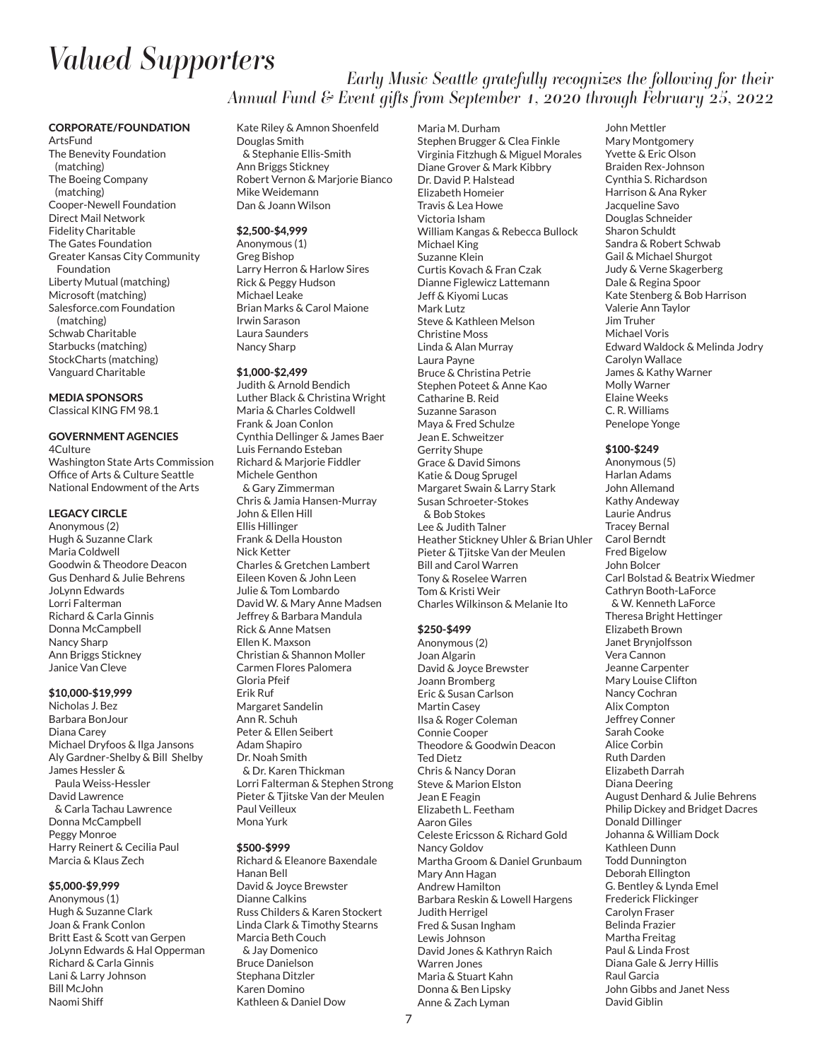# Valued Supporters

*Early Music Seattle gratefully recognizes the following for their Annual Fund & Event gifts from September 1, 2020 through February 25, 2022*

**CORPORATE/FOUNDATION**

ArtsFund
The Benevity Foundation (matching)
The Boeing Company (matching)
Cooper-Newell Foundation
Direct Mail Network
Fidelity Charitable
The Gates Foundation
Greater Kansas City Community Foundation
Liberty Mutual (matching)
Microsoft (matching)
Salesforce.com Foundation (matching)
Schwab Charitable
Starbucks (matching)
StockCharts (matching)
Vanguard Charitable

**MEDIA SPONSORS**

Classical KING FM 98.1

**GOVERNMENT AGENCIES**

4Culture
Washington State Arts Commission
Office of Arts & Culture Seattle
National Endowment of the Arts

**LEGACY CIRCLE**

Anonymous (2)
Hugh & Suzanne Clark
Maria Coldwell
Goodwin & Theodore Deacon
Gus Denhard & Julie Behrens
JoLynn Edwards
Lorri Falterman
Richard & Carla Ginnis
Donna McCampbell
Nancy Sharp
Ann Briggs Stickney
Janice Van Cleve

**$10,000-$19,999**

Nicholas J. Bez
Barbara BonJour
Diana Carey
Michael Dryfoos & Ilga Jansons
Aly Gardner-Shelby & Bill Shelby
James Hessler & Paula Weiss-Hessler
David Lawrence & Carla Tachau Lawrence
Donna McCampbell
Peggy Monroe
Harry Reinert & Cecilia Paul
Marcia & Klaus Zech

**$5,000-$9,999**

Anonymous (1)
Hugh & Suzanne Clark
Joan & Frank Conlon
Britt East & Scott van Gerpen
JoLynn Edwards & Hal Opperman
Richard & Carla Ginnis
Lani & Larry Johnson
Bill McJohn
Naomi Shiff
Kate Riley & Amnon Shoenfeld
Douglas Smith & Stephanie Ellis-Smith
Ann Briggs Stickney
Robert Vernon & Marjorie Bianco
Mike Weidemann
Dan & Joann Wilson

**$2,500-$4,999**

Anonymous (1)
Greg Bishop
Larry Herron & Harlow Sires
Rick & Peggy Hudson
Michael Leake
Brian Marks & Carol Maione
Irwin Sarason
Laura Saunders
Nancy Sharp

**$1,000-$2,499**

Judith & Arnold Bendich
Luther Black & Christina Wright
Maria & Charles Coldwell
Frank & Joan Conlon
Cynthia Dellinger & James Baer
Luis Fernando Esteban
Richard & Marjorie Fiddler
Michele Genthon & Gary Zimmerman
Chris & Jamia Hansen-Murray
John & Ellen Hill
Ellis Hillinger
Frank & Della Houston
Nick Ketter
Charles & Gretchen Lambert
Eileen Koven & John Leen
Julie & Tom Lombardo
David W. & Mary Anne Madsen
Jeffrey & Barbara Mandula
Rick & Anne Matsen
Ellen K. Maxson
Christian & Shannon Moller
Carmen Flores Palomera
Gloria Pfeif
Erik Ruf
Margaret Sandelin
Ann R. Schuh
Peter & Ellen Seibert
Adam Shapiro
Dr. Noah Smith & Dr. Karen Thickman
Lorri Falterman & Stephen Strong
Pieter & Tjitske Van der Meulen
Paul Veilleux
Mona Yurk

**$500-$999**

Richard & Eleanore Baxendale
Hanan Bell
David & Joyce Brewster
Dianne Calkins
Russ Childers & Karen Stockert
Linda Clark & Timothy Stearns
Marcia Beth Couch & Jay Domenico
Bruce Danielson
Stephana Ditzler
Karen Domino
Kathleen & Daniel Dow
Maria M. Durham
Stephen Brugger & Clea Finkle
Virginia Fitzhugh & Miguel Morales
Diane Grover & Mark Kibbry
Dr. David P. Halstead
Elizabeth Homeier
Travis & Lea Howe
Victoria Isham
William Kangas & Rebecca Bullock
Michael King
Suzanne Klein
Curtis Kovach & Fran Czak
Dianne Figlewicz Lattemann
Jeff & Kiyomi Lucas
Mark Lutz
Steve & Kathleen Melson
Christine Moss
Linda & Alan Murray
Laura Payne
Bruce & Christina Petrie
Stephen Poteet & Anne Kao
Catharine B. Reid
Suzanne Sarason
Maya & Fred Schulze
Jean E. Schweitzer
Gerrity Shupe
Grace & David Simons
Katie & Doug Sprugel
Margaret Swain & Larry Stark
Susan Schroeter-Stokes & Bob Stokes
Lee & Judith Talner
Heather Stickney Uhler & Brian Uhler
Pieter & Tjitske Van der Meulen
Bill and Carol Warren
Tony & Roselee Warren
Tom & Kristi Weir
Charles Wilkinson & Melanie Ito

**$250-$499**

Anonymous (2)
Joan Algarin
David & Joyce Brewster
Joann Bromberg
Eric & Susan Carlson
Martin Casey
Ilsa & Roger Coleman
Connie Cooper
Theodore & Goodwin Deacon
Ted Dietz
Chris & Nancy Doran
Steve & Marion Elston
Jean E Feagin
Elizabeth L. Feetham
Aaron Giles
Celeste Ericsson & Richard Gold
Nancy Goldov
Martha Groom & Daniel Grunbaum
Mary Ann Hagan
Andrew Hamilton
Barbara Reskin & Lowell Hargens
Judith Herrigel
Fred & Susan Ingham
Lewis Johnson
David Jones & Kathryn Raich
Warren Jones
Maria & Stuart Kahn
Donna & Ben Lipsky
Anne & Zach Lyman
John Mettler
Mary Montgomery
Yvette & Eric Olson
Braiden Rex-Johnson
Cynthia S. Richardson
Harrison & Ana Ryker
Jacqueline Savo
Douglas Schneider
Sharon Schuldt
Sandra & Robert Schwab
Gail & Michael Shurgot
Judy & Verne Skagerberg
Dale & Regina Spoor
Kate Stenberg & Bob Harrison
Valerie Ann Taylor
Jim Truher
Michael Voris
Edward Waldock & Melinda Jodry
Carolyn Wallace
James & Kathy Warner
Molly Warner
Elaine Weeks
C. R. Williams
Penelope Yonge

**$100-$249**

Anonymous (5)
Harlan Adams
John Allemand
Kathy Andeway
Laurie Andrus
Tracey Bernal
Carol Berndt
Fred Bigelow
John Bolcer
Carl Bolstad & Beatrix Wiedmer
Cathryn Booth-LaForce & W. Kenneth LaForce
Theresa Bright Hettinger
Elizabeth Brown
Janet Brynjolfsson
Vera Cannon
Jeanne Carpenter
Mary Louise Clifton
Nancy Cochran
Alix Compton
Jeffrey Conner
Sarah Cooke
Alice Corbin
Ruth Darden
Elizabeth Darrah
Diana Deering
August Denhard & Julie Behrens
Philip Dickey and Bridget Dacres
Donald Dillinger
Johanna & William Dock
Kathleen Dunn
Todd Dunnington
Deborah Ellington
G. Bentley & Lynda Emel
Frederick Flickinger
Carolyn Fraser
Belinda Frazier
Martha Freitag
Paul & Linda Frost
Diana Gale & Jerry Hillis
Raul Garcia
John Gibbs and Janet Ness
David Giblin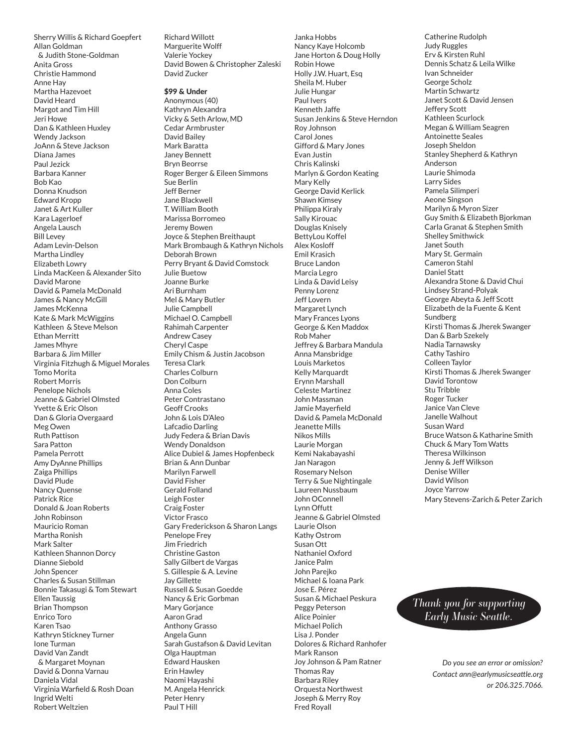Sherry Willis & Richard Goepfert
Allan Goldman
& Judith Stone-Goldman
Anita Gross
Christie Hammond
Anne Hay
Martha Hazevoet
David Heard
Margot and Tim Hill
Jeri Howe
Dan & Kathleen Huxley
Wendy Jackson
JoAnn & Steve Jackson
Diana James
Paul Jezick
Barbara Kanner
Bob Kao
Donna Knudson
Edward Kropp
Janet & Art Kuller
Kara Lagerloef
Angela Lausch
Bill Levey
Adam Levin-Delson
Martha Lindley
Elizabeth Lowry
Linda MacKeen & Alexander Sito
David Marone
David & Pamela McDonald
James & Nancy McGill
James McKenna
Kate & Mark McWiggins
Kathleen & Steve Melson
Ethan Merritt
James Mhyre
Barbara & Jim Miller
Virginia Fitzhugh & Miguel Morales
Tomo Morita
Robert Morris
Penelope Nichols
Jeanne & Gabriel Olmsted
Yvette & Eric Olson
Dan & Gloria Overgaard
Meg Owen
Ruth Pattison
Sara Patton
Pamela Perrott
Amy DyAnne Phillips
Zaiga Phillips
David Plude
Nancy Quense
Patrick Rice
Donald & Joan Roberts
John Robinson
Mauricio Roman
Martha Ronish
Mark Salter
Kathleen Shannon Dorcy
Dianne Siebold
John Spencer
Charles & Susan Stillman
Bonnie Takasugi & Tom Stewart
Ellen Taussig
Brian Thompson
Enrico Toro
Karen Tsao
Kathryn Stickney Turner
Ione Turman
David Van Zandt
& Margaret Moynan
David & Donna Varnau
Daniela Vidal
Virginia Warfield & Rosh Doan
Ingrid Welti
Robert Weltzien
Richard Willott
Marguerite Wolff
Valerie Yockey
David Bowen & Christopher Zaleski
David Zucker

**$99 & Under**

Anonymous (40)
Kathryn Alexandra
Vicky & Seth Arlow, MD
Cedar Armbruster
David Bailey
Mark Baratta
Janey Bennett
Bryn Beorrse
Roger Berger & Eileen Simmons
Sue Berlin
Jeff Berner
Jane Blackwell
T. William Booth
Marissa Borromeo
Jeremy Bowen
Joyce & Stephen Breithaupt
Mark Brombaugh & Kathryn Nichols
Deborah Brown
Perry Bryant & David Comstock
Julie Buetow
Joanne Burke
Ari Burnham
Mel & Mary Butler
Julie Campbell
Michael O. Campbell
Rahimah Carpenter
Andrew Casey
Cheryl Caspe
Emily Chism & Justin Jacobson
Teresa Clark
Charles Colburn
Don Colburn
Anna Coles
Peter Contrastano
Geoff Crooks
John & Lois D'Aleo
Lafcadio Darling
Judy Federa & Brian Davis
Wendy Donaldson
Alice Dubiel & James Hopfenbeck
Brian & Ann Dunbar
Marilyn Farwell
David Fisher
Gerald Folland
Leigh Foster
Craig Foster
Victor Frasco
Gary Frederickson & Sharon Langs
Penelope Frey
Jim Friedrich
Christine Gaston
Sally Gilbert de Vargas
S. Gillespie & A. Levine
Jay Gillette
Russell & Susan Goedde
Nancy & Eric Gorbman
Mary Gorjance
Aaron Grad
Anthony Grasso
Angela Gunn
Sarah Gustafson & David Levitan
Olga Hauptman
Edward Hausken
Erin Hawley
Naomi Hayashi
M. Angela Henrick
Peter Henry
Paul T Hill
Janka Hobbs
Nancy Kaye Holcomb
Jane Horton & Doug Holly
Robin Howe
Holly J.W. Huart, Esq
Sheila M. Huber
Julie Hungar
Paul Ivers
Kenneth Jaffe
Susan Jenkins & Steve Herndon
Roy Johnson
Carol Jones
Gifford & Mary Jones
Evan Justin
Chris Kalinski
Marlyn & Gordon Keating
Mary Kelly
George David Kerlick
Shawn Kimsey
Philippa Kiraly
Sally Kirouac
Douglas Knisely
BettyLou Koffel
Alex Kosloff
Emil Krasich
Bruce Landon
Marcia Legro
Linda & David Leisy
Penny Lorenz
Jeff Lovern
Margaret Lynch
Mary Frances Lyons
George & Ken Maddox
Rob Maher
Jeffrey & Barbara Mandula
Anna Mansbridge
Louis Marketos
Kelly Marquardt
Erynn Marshall
Celeste Martinez
John Massman
Jamie Mayerfield
David & Pamela McDonald
Jeanette Mills
Nikos Mills
Laurie Morgan
Kemi Nakabayashi
Jan Naragon
Rosemary Nelson
Terry & Sue Nightingale
Laureen Nussbaum
John OConnell
Lynn Offutt
Jeanne & Gabriel Olmsted
Laurie Olson
Kathy Ostrom
Susan Ott
Nathaniel Oxford
Janice Palm
John Parejko
Michael & Ioana Park
Jose E. Pérez
Susan & Michael Peskura
Peggy Peterson
Alice Poinier
Michael Polich
Lisa J. Ponder
Dolores & Richard Ranhofer
Mark Ranson
Joy Johnson & Pam Ratner
Thomas Ray
Barbara Riley
Orquesta Northwest
Joseph & Merry Roy
Fred Royall
Catherine Rudolph
Judy Ruggles
Erv & Kirsten Ruhl
Dennis Schatz & Leila Wilke
Ivan Schneider
George Scholz
Martin Schwartz
Janet Scott & David Jensen
Jeffery Scott
Kathleen Scurlock
Megan & William Seagren
Antoinette Seales
Joseph Sheldon
Stanley Shepherd & Kathryn Anderson
Laurie Shimoda
Larry Sides
Pamela Silimperi
Aeone Singson
Marilyn & Myron Sizer
Guy Smith & Elizabeth Bjorkman
Carla Granat & Stephen Smith
Shelley Smithwick
Janet South
Mary St. Germain
Cameron Stahl
Daniel Statt
Alexandra Stone & David Chui
Lindsey Strand-Polyak
George Abeyta & Jeff Scott
Elizabeth de la Fuente & Kent Sundberg
Kirsti Thomas & Jherek Swanger
Dan & Barb Szekely
Nadia Tarnawsky
Cathy Tashiro
Colleen Taylor
Kirsti Thomas & Jherek Swanger
David Torontow
Stu Tribble
Roger Tucker
Janice Van Cleve
Janelle Walhout
Susan Ward
Bruce Watson & Katharine Smith
Chuck & Mary Tom Watts
Theresa Wilkinson
Jenny & Jeff Wilkson
Denise Willer
David Wilson
Joyce Yarrow
Mary Stevens-Zarich & Peter Zarich

*Thank you for supporting Early Music Seattle.*

*Do you see an error or omission? Contact ann@earlymusicseattle.org or 206.325.7066.*